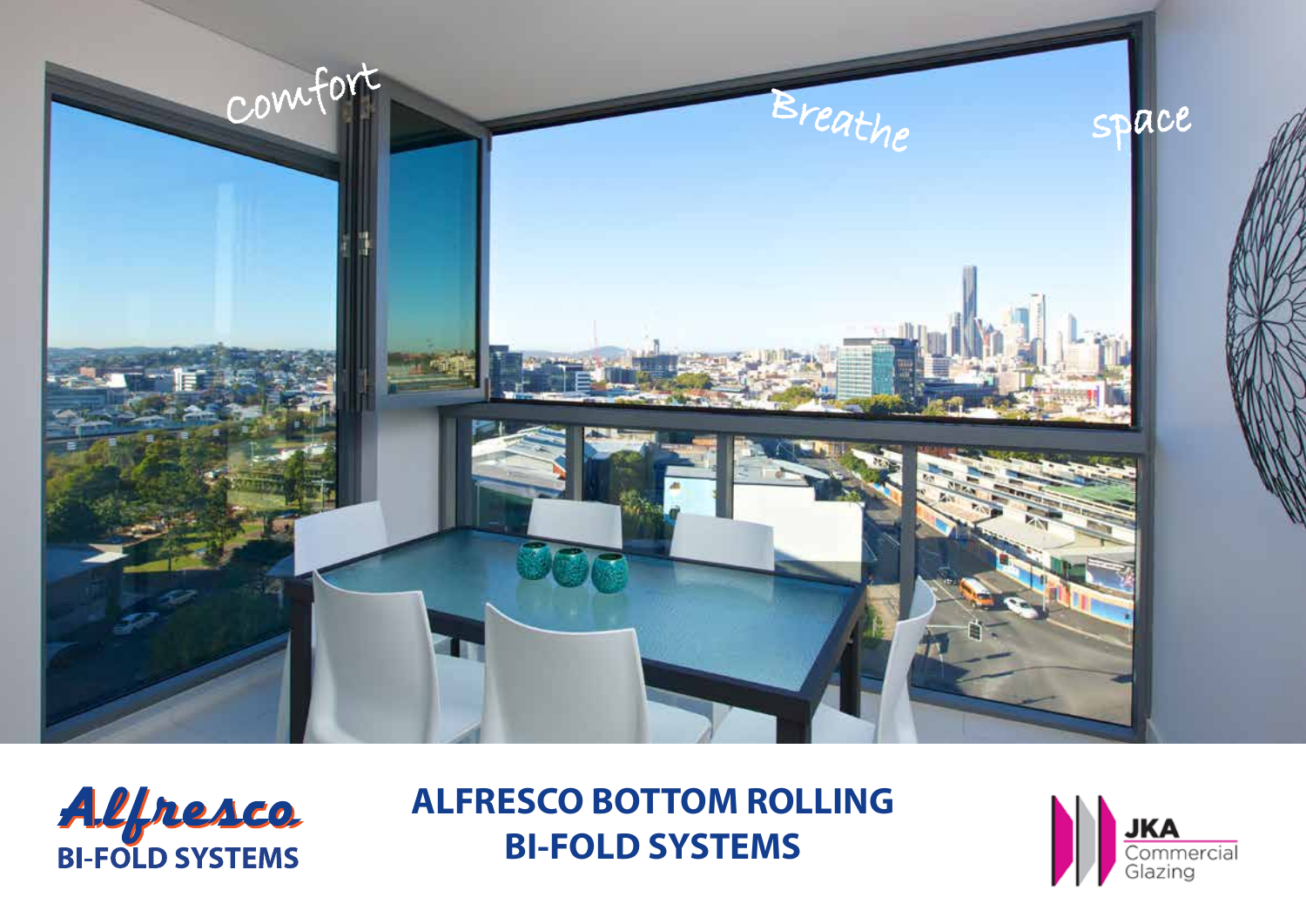Comfort

Breathe

space

**Alfresco**
**BI-FOLD SYSTEMS**

# ALFRESCO BOTTOM ROLLING BI-FOLD SYSTEMS

JKA Commercial Glazing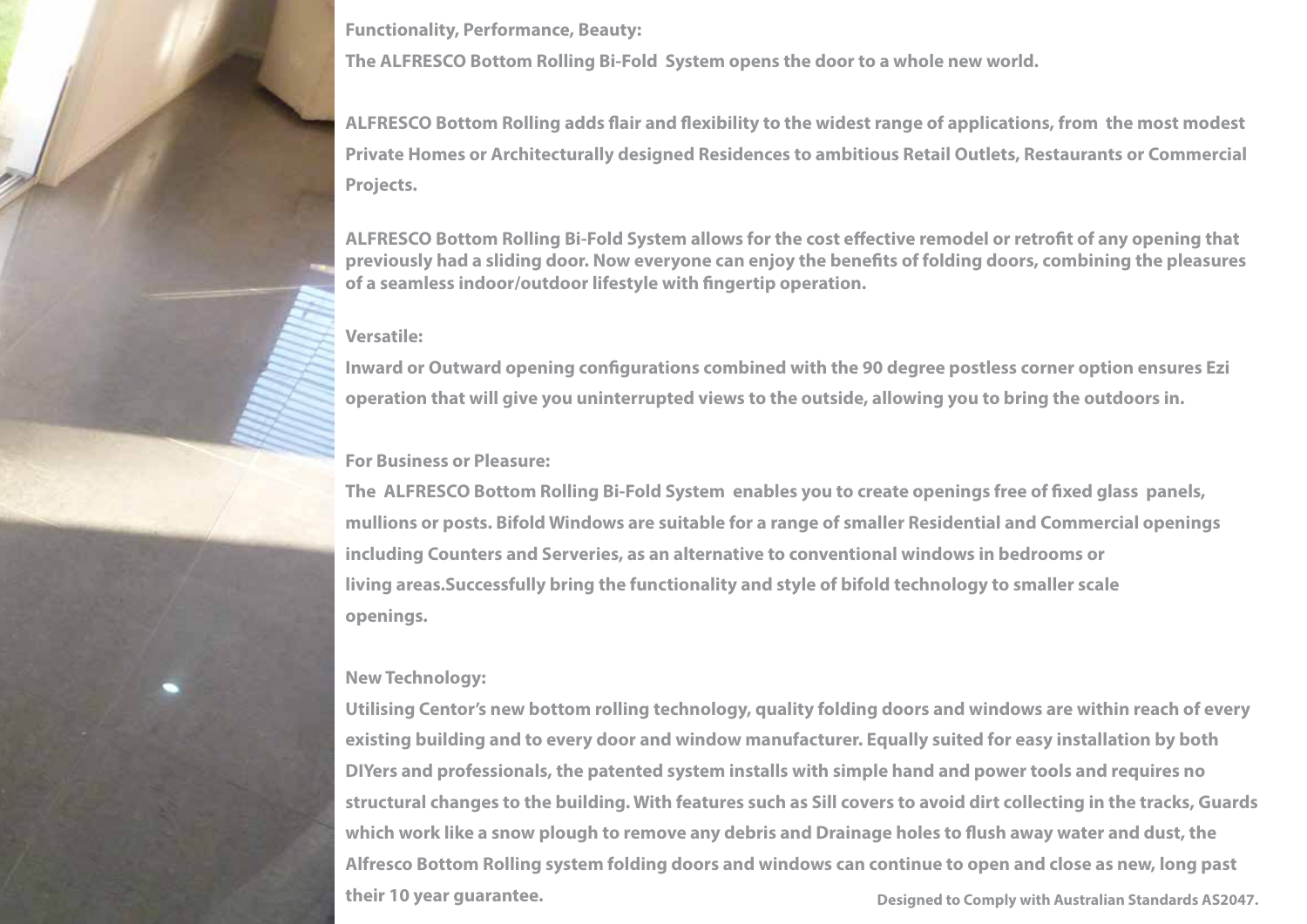**Functionality, Performance, Beauty:**

**The ALFRESCO Bottom Rolling Bi-Fold System opens the door to a whole new world.**

ALFRESCO Bottom Rolling adds flair and flexibility to the widest range of applications, from the most modest Private Homes or Architecturally designed Residences to ambitious Retail Outlets, Restaurants or Commercial Projects.

ALFRESCO Bottom Rolling Bi-Fold System allows for the cost effective remodel or retrofit of any opening that previously had a sliding door. Now everyone can enjoy the benefits of folding doors, combining the pleasures of a seamless indoor/outdoor lifestyle with fingertip operation.

**Versatile:**

Inward or Outward opening configurations combined with the 90 degree postless corner option ensures Ezi operation that will give you uninterrupted views to the outside, allowing you to bring the outdoors in.

**For Business or Pleasure:**

The ALFRESCO Bottom Rolling Bi-Fold System enables you to create openings free of fixed glass panels, mullions or posts. Bifold Windows are suitable for a range of smaller Residential and Commercial openings including Counters and Serveries, as an alternative to conventional windows in bedrooms or living areas.Successfully bring the functionality and style of bifold technology to smaller scale openings.

**New Technology:**

Utilising Centor's new bottom rolling technology, quality folding doors and windows are within reach of every existing building and to every door and window manufacturer. Equally suited for easy installation by both DIYers and professionals, the patented system installs with simple hand and power tools and requires no structural changes to the building. With features such as Sill covers to avoid dirt collecting in the tracks, Guards which work like a snow plough to remove any debris and Drainage holes to flush away water and dust, the Alfresco Bottom Rolling system folding doors and windows can continue to open and close as new, long past their 10 year guarantee.

Designed to Comply with Australian Standards AS2047.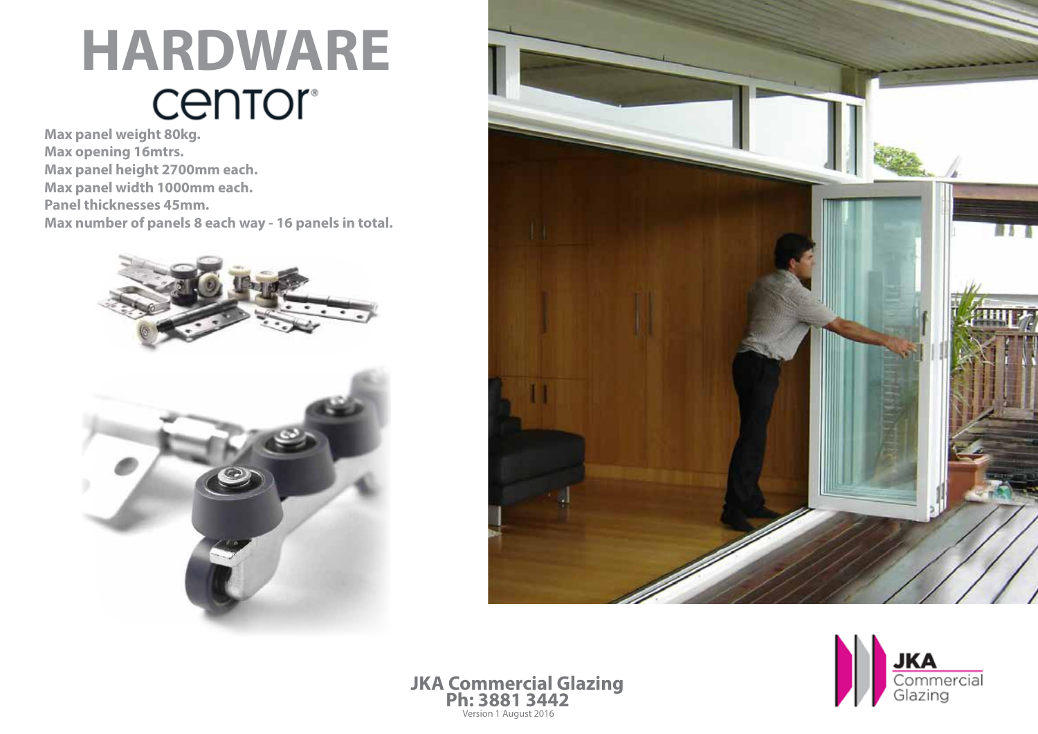# HARDWARE

## centor®

**Max panel weight 80kg.**
**Max opening 16mtrs.**
**Max panel height 2700mm each.**
**Max panel width 1000mm each.**
**Panel thicknesses 45mm.**
**Max number of panels 8 each way - 16 panels in total.**

**JKA Commercial Glazing**
**Ph: 3881 3442**
Version 1 August 2016

JKA Commercial Glazing